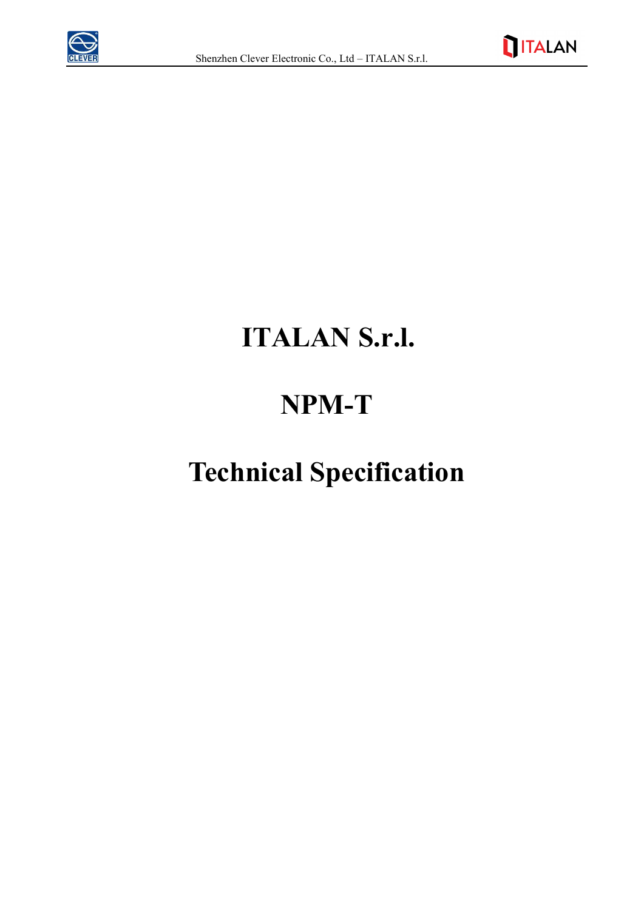# ITALAN S.r.l.

# NPM-T

# Technical Specification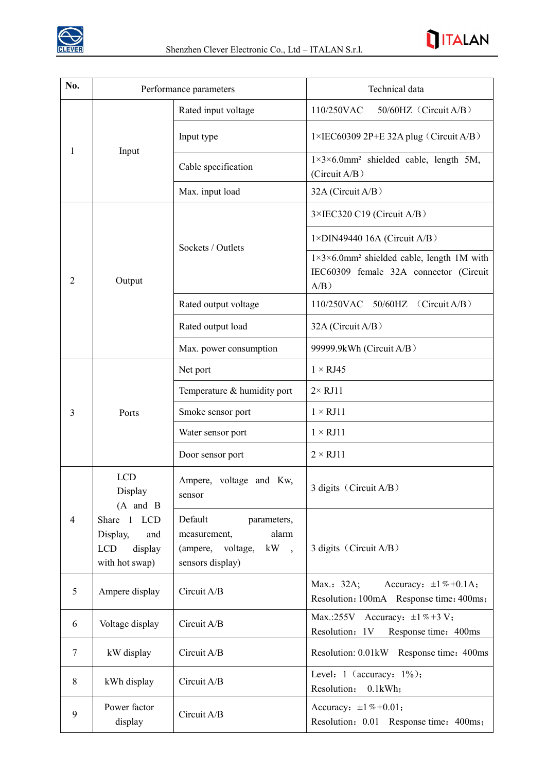| No. | Performance parameters | | Technical data |
|---|---|---|---|
| 1 | Input | Rated input voltage | 110/250VAC 50/60HZ（Circuit A/B） |
| | | Input type | 1×IEC60309 2P+E 32A plug（Circuit A/B） |
| | | Cable specification | 1×3×6.0mm² shielded cable, length 5M, (Circuit A/B） |
| | | Max. input load | 32A (Circuit A/B） |
| 2 | Output | Sockets / Outlets | 3×IEC320 C19 (Circuit A/B） |
| | | | 1×DIN49440 16A (Circuit A/B） |
| | | | 1×3×6.0mm² shielded cable, length 1M with IEC60309 female 32A connector (Circuit A/B） |
| | | Rated output voltage | 110/250VAC 50/60HZ （Circuit A/B） |
| | | Rated output load | 32A (Circuit A/B） |
| | | Max. power consumption | 99999.9kWh (Circuit A/B） |
| 3 | Ports | Net port | 1 × RJ45 |
| | | Temperature & humidity port | 2× RJ11 |
| | | Smoke sensor port | 1 × RJ11 |
| | | Water sensor port | 1 × RJ11 |
| | | Door sensor port | 2 × RJ11 |
| 4 | LCD Display (A and B Share 1 LCD Display, and LCD display with hot swap) | Ampere, voltage and Kw, sensor | 3 digits（Circuit A/B） |
| | | Default parameters, measurement, alarm (ampere, voltage, kW , sensors display) | 3 digits（Circuit A/B） |
| 5 | Ampere display | Circuit A/B | Max.：32A; Accuracy：±1％+0.1A；Resolution：100mA Response time：400ms； |
| 6 | Voltage display | Circuit A/B | Max.:255V Accuracy：±1％+3 V；Resolution：1V Response time：400ms |
| 7 | kW display | Circuit A/B | Resolution: 0.01kW Response time：400ms |
| 8 | kWh display | Circuit A/B | Level：1（accuracy：1%）；Resolution： 0.1kWh； |
| 9 | Power factor display | Circuit A/B | Accuracy：±1％+0.01；Resolution：0.01 Response time：400ms； |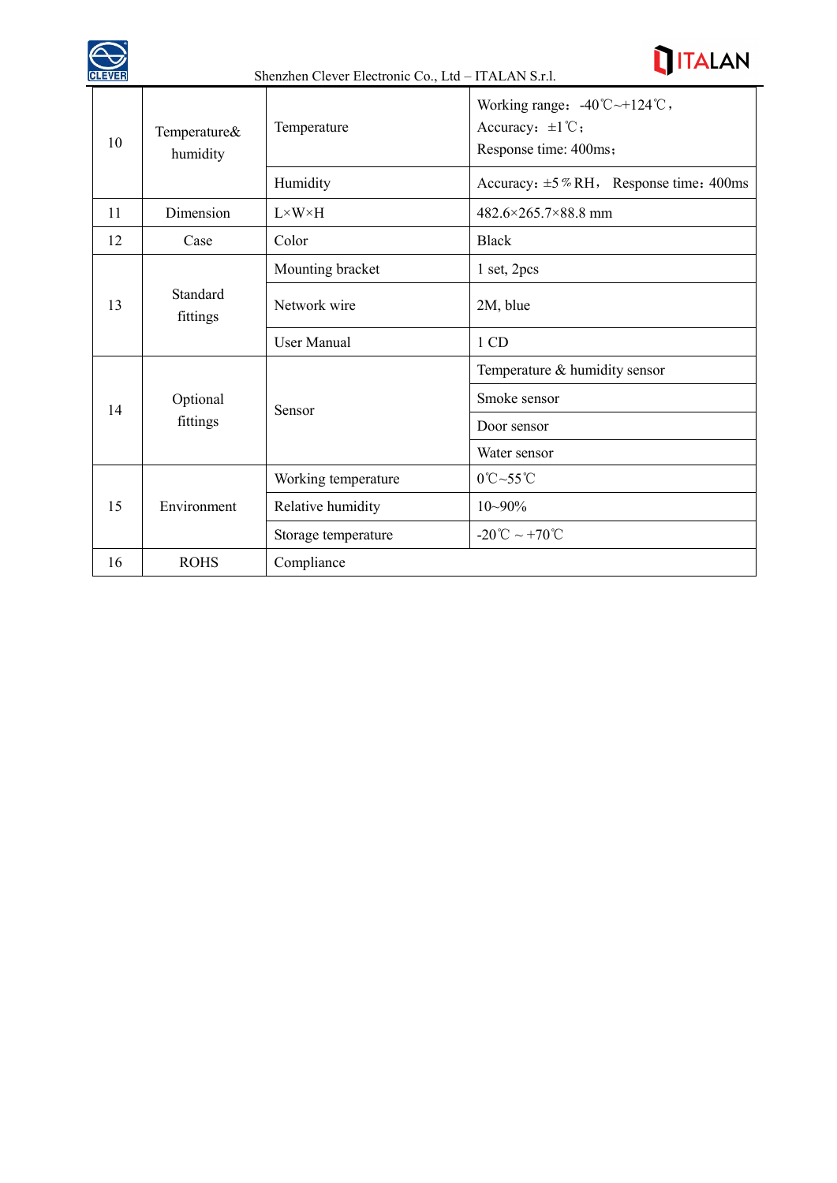| | | | |
|---|---|---|---|
| 10 | Temperature& humidity | Temperature | Working range：-40℃~+124℃，<br>Accuracy：±1℃；<br>Response time: 400ms； |
| | | Humidity | Accuracy: ±5％RH， Response time：400ms |
| 11 | Dimension | L×W×H | 482.6×265.7×88.8 mm |
| 12 | Case | Color | Black |
| 13 | Standard fittings | Mounting bracket | 1 set, 2pcs |
| | | Network wire | 2M, blue |
| | | User Manual | 1 CD |
| 14 | Optional fittings | Sensor | Temperature & humidity sensor |
| | | | Smoke sensor |
| | | | Door sensor |
| | | | Water sensor |
| 15 | Environment | Working temperature | 0℃~55℃ |
| | | Relative humidity | 10~90% |
| | | Storage temperature | -20℃ ～+70℃ |
| 16 | ROHS | Compliance | |